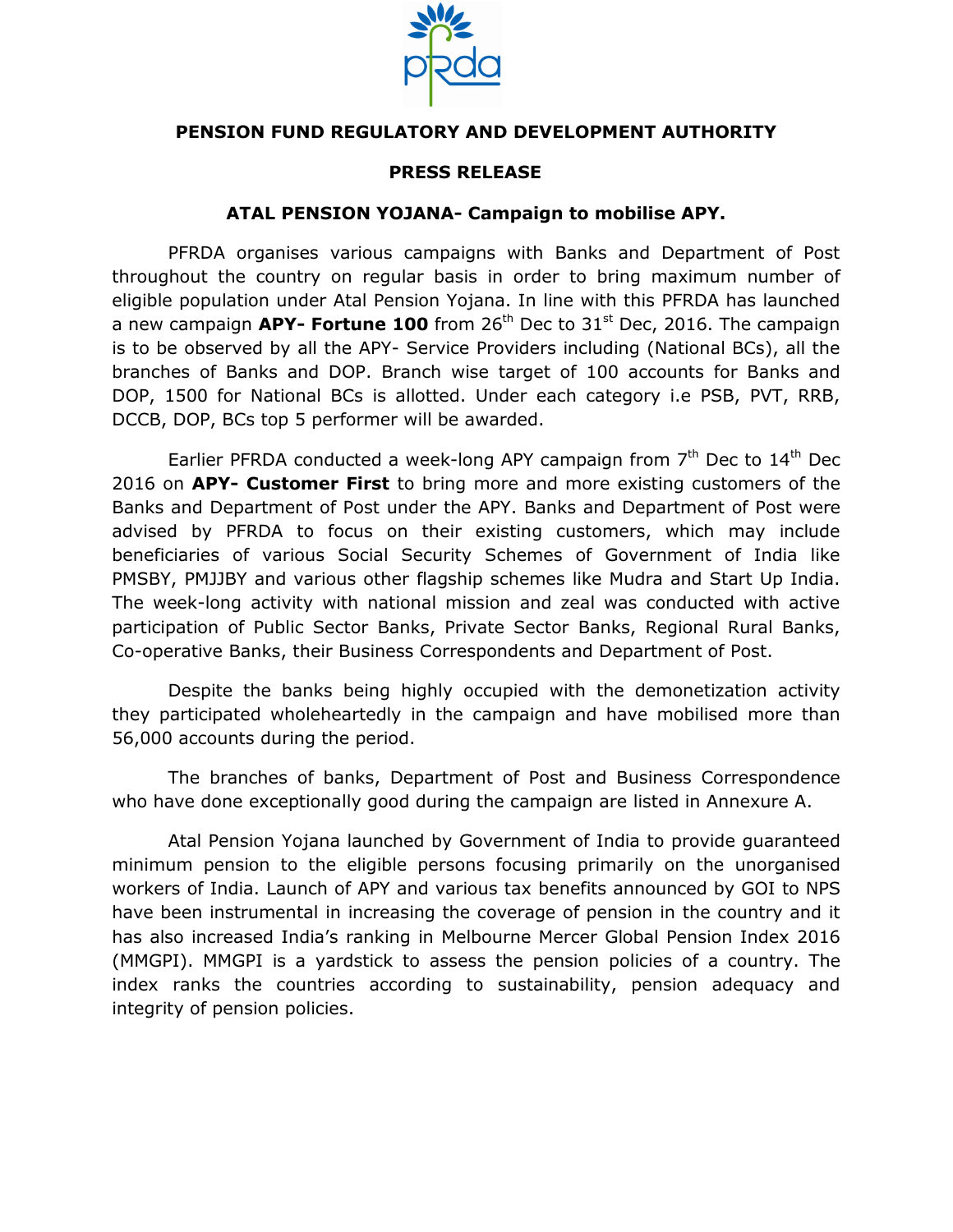**PENSION FUND REGULATORY AND DEVELOPMENT AUTHORITY**

**PRESS RELEASE**

**ATAL PENSION YOJANA- Campaign to mobilise APY.**

PFRDA organises various campaigns with Banks and Department of Post throughout the country on regular basis in order to bring maximum number of eligible population under Atal Pension Yojana. In line with this PFRDA has launched a new campaign **APY- Fortune 100** from 26th Dec to 31st Dec, 2016. The campaign is to be observed by all the APY- Service Providers including (National BCs), all the branches of Banks and DOP. Branch wise target of 100 accounts for Banks and DOP, 1500 for National BCs is allotted. Under each category i.e PSB, PVT, RRB, DCCB, DOP, BCs top 5 performer will be awarded.

Earlier PFRDA conducted a week-long APY campaign from 7th Dec to 14th Dec 2016 on **APY- Customer First** to bring more and more existing customers of the Banks and Department of Post under the APY. Banks and Department of Post were advised by PFRDA to focus on their existing customers, which may include beneficiaries of various Social Security Schemes of Government of India like PMSBY, PMJJBY and various other flagship schemes like Mudra and Start Up India. The week-long activity with national mission and zeal was conducted with active participation of Public Sector Banks, Private Sector Banks, Regional Rural Banks, Co-operative Banks, their Business Correspondents and Department of Post.

Despite the banks being highly occupied with the demonetization activity they participated wholeheartedly in the campaign and have mobilised more than 56,000 accounts during the period.

The branches of banks, Department of Post and Business Correspondence who have done exceptionally good during the campaign are listed in Annexure A.

Atal Pension Yojana launched by Government of India to provide guaranteed minimum pension to the eligible persons focusing primarily on the unorganised workers of India. Launch of APY and various tax benefits announced by GOI to NPS have been instrumental in increasing the coverage of pension in the country and it has also increased India's ranking in Melbourne Mercer Global Pension Index 2016 (MMGPI). MMGPI is a yardstick to assess the pension policies of a country. The index ranks the countries according to sustainability, pension adequacy and integrity of pension policies.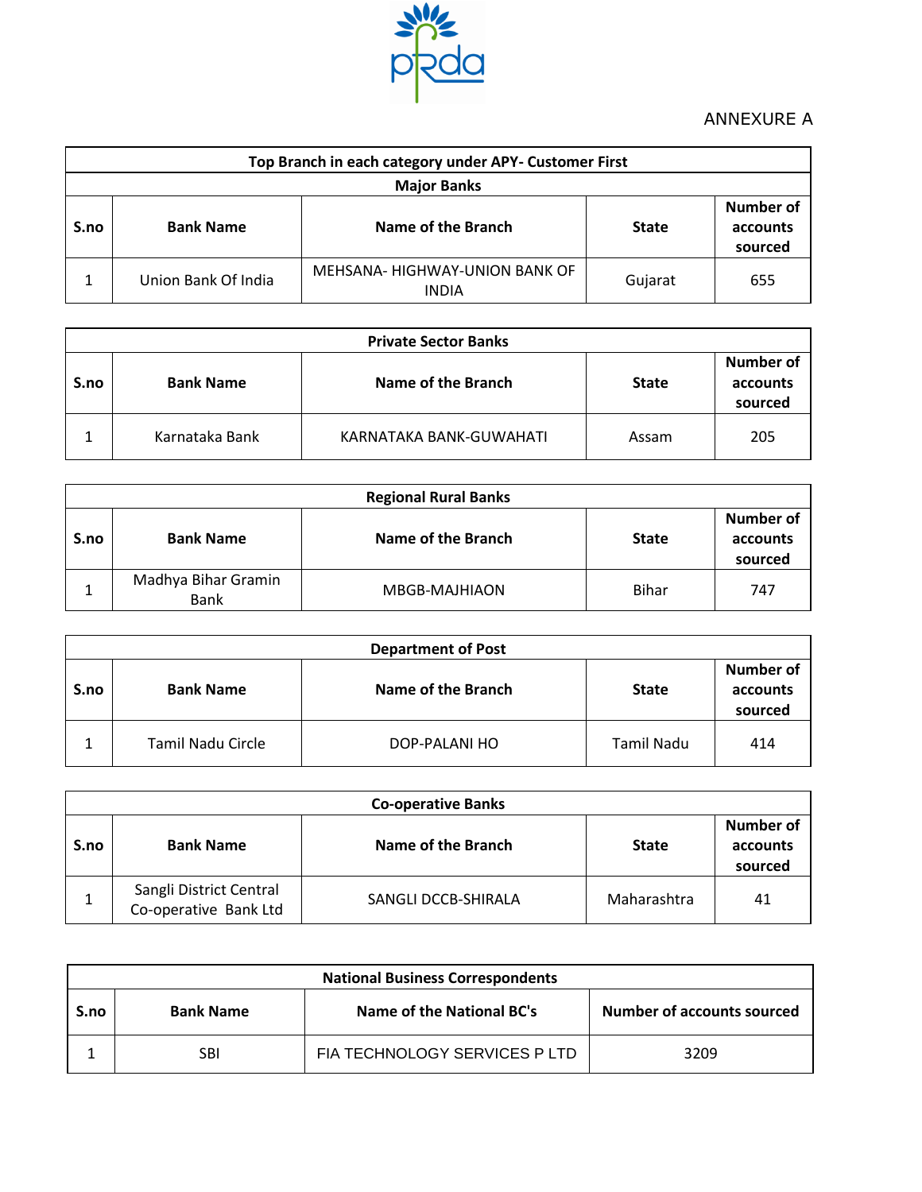ANNEXURE A

| Top Branch in each category under APY- Customer First | | | | |
|---|---|---|---|---|
| **Major Banks** | | | | |
| **S.no** | **Bank Name** | **Name of the Branch** | **State** | **Number of accounts sourced** |
| 1 | Union Bank Of India | MEHSANA- HIGHWAY-UNION BANK OF INDIA | Gujarat | 655 |

| Private Sector Banks | | | | |
|---|---|---|---|---|
| **S.no** | **Bank Name** | **Name of the Branch** | **State** | **Number of accounts sourced** |
| 1 | Karnataka Bank | KARNATAKA BANK-GUWAHATI | Assam | 205 |

| Regional Rural Banks | | | | |
|---|---|---|---|---|
| **S.no** | **Bank Name** | **Name of the Branch** | **State** | **Number of accounts sourced** |
| 1 | Madhya Bihar Gramin Bank | MBGB-MAJHIAON | Bihar | 747 |

| Department of Post | | | | |
|---|---|---|---|---|
| **S.no** | **Bank Name** | **Name of the Branch** | **State** | **Number of accounts sourced** |
| 1 | Tamil Nadu Circle | DOP-PALANI HO | Tamil Nadu | 414 |

| Co-operative Banks | | | | |
|---|---|---|---|---|
| **S.no** | **Bank Name** | **Name of the Branch** | **State** | **Number of accounts sourced** |
| 1 | Sangli District Central Co-operative Bank Ltd | SANGLI DCCB-SHIRALA | Maharashtra | 41 |

| National Business Correspondents | | | |
|---|---|---|---|
| **S.no** | **Bank Name** | **Name of the National BC's** | **Number of accounts sourced** |
| 1 | SBI | FIA TECHNOLOGY SERVICES P LTD | 3209 |